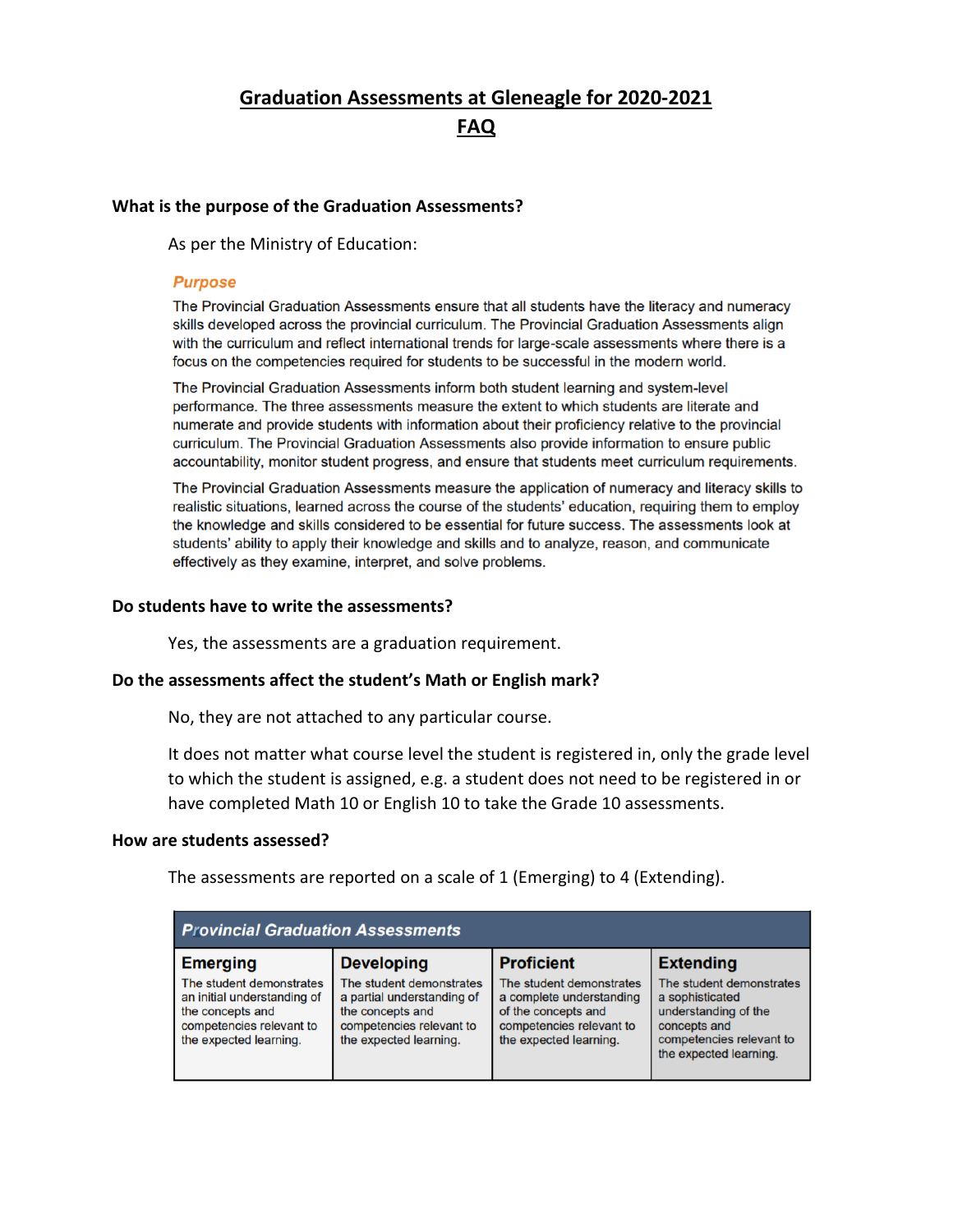# Graduation Assessments at Gleneagle for 2020-2021

# FAQ

### What is the purpose of the Graduation Assessments?

As per the Ministry of Education:

***Purpose***

The Provincial Graduation Assessments ensure that all students have the literacy and numeracy skills developed across the provincial curriculum. The Provincial Graduation Assessments align with the curriculum and reflect international trends for large-scale assessments where there is a focus on the competencies required for students to be successful in the modern world.

The Provincial Graduation Assessments inform both student learning and system-level performance. The three assessments measure the extent to which students are literate and numerate and provide students with information about their proficiency relative to the provincial curriculum. The Provincial Graduation Assessments also provide information to ensure public accountability, monitor student progress, and ensure that students meet curriculum requirements.

The Provincial Graduation Assessments measure the application of numeracy and literacy skills to realistic situations, learned across the course of the students' education, requiring them to employ the knowledge and skills considered to be essential for future success. The assessments look at students' ability to apply their knowledge and skills and to analyze, reason, and communicate effectively as they examine, interpret, and solve problems.

### Do students have to write the assessments?

Yes, the assessments are a graduation requirement.

### Do the assessments affect the student's Math or English mark?

No, they are not attached to any particular course.

It does not matter what course level the student is registered in, only the grade level to which the student is assigned, e.g. a student does not need to be registered in or have completed Math 10 or English 10 to take the Grade 10 assessments.

### How are students assessed?

The assessments are reported on a scale of 1 (Emerging) to 4 (Extending).

| *Provincial Graduation Assessments* | | | |
|---|---|---|---|
| **Emerging**<br>The student demonstrates an initial understanding of the concepts and competencies relevant to the expected learning. | **Developing**<br>The student demonstrates a partial understanding of the concepts and competencies relevant to the expected learning. | **Proficient**<br>The student demonstrates a complete understanding of the concepts and competencies relevant to the expected learning. | **Extending**<br>The student demonstrates a sophisticated understanding of the concepts and competencies relevant to the expected learning. |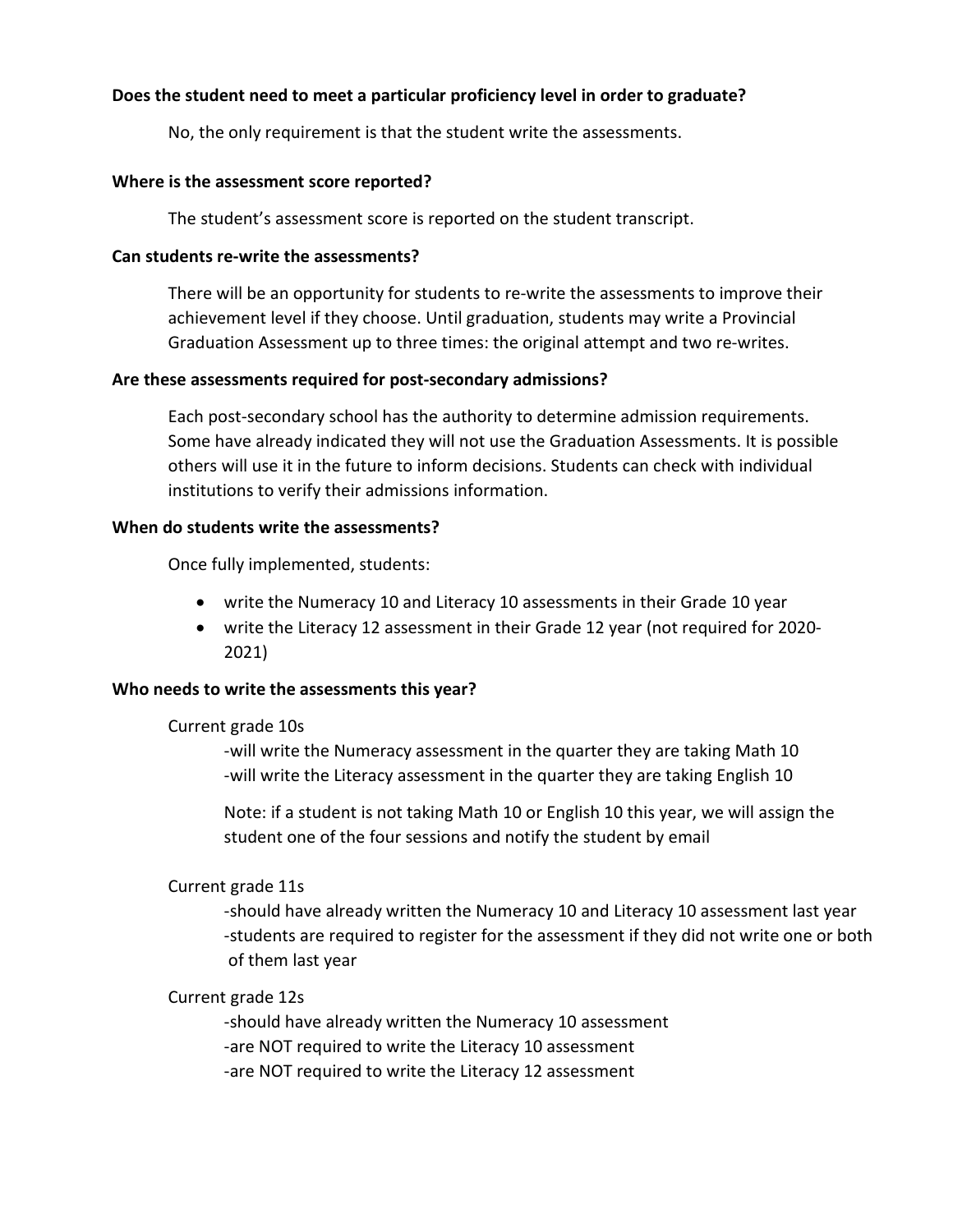**Does the student need to meet a particular proficiency level in order to graduate?**

No, the only requirement is that the student write the assessments.

**Where is the assessment score reported?**

The student's assessment score is reported on the student transcript.

**Can students re-write the assessments?**

There will be an opportunity for students to re-write the assessments to improve their achievement level if they choose. Until graduation, students may write a Provincial Graduation Assessment up to three times: the original attempt and two re-writes.

**Are these assessments required for post-secondary admissions?**

Each post-secondary school has the authority to determine admission requirements. Some have already indicated they will not use the Graduation Assessments. It is possible others will use it in the future to inform decisions. Students can check with individual institutions to verify their admissions information.

**When do students write the assessments?**

Once fully implemented, students:

- write the Numeracy 10 and Literacy 10 assessments in their Grade 10 year
- write the Literacy 12 assessment in their Grade 12 year (not required for 2020-2021)

**Who needs to write the assessments this year?**

Current grade 10s

-will write the Numeracy assessment in the quarter they are taking Math 10
-will write the Literacy assessment in the quarter they are taking English 10

Note: if a student is not taking Math 10 or English 10 this year, we will assign the student one of the four sessions and notify the student by email

Current grade 11s

-should have already written the Numeracy 10 and Literacy 10 assessment last year
-students are required to register for the assessment if they did not write one or both of them last year

Current grade 12s

-should have already written the Numeracy 10 assessment
-are NOT required to write the Literacy 10 assessment
-are NOT required to write the Literacy 12 assessment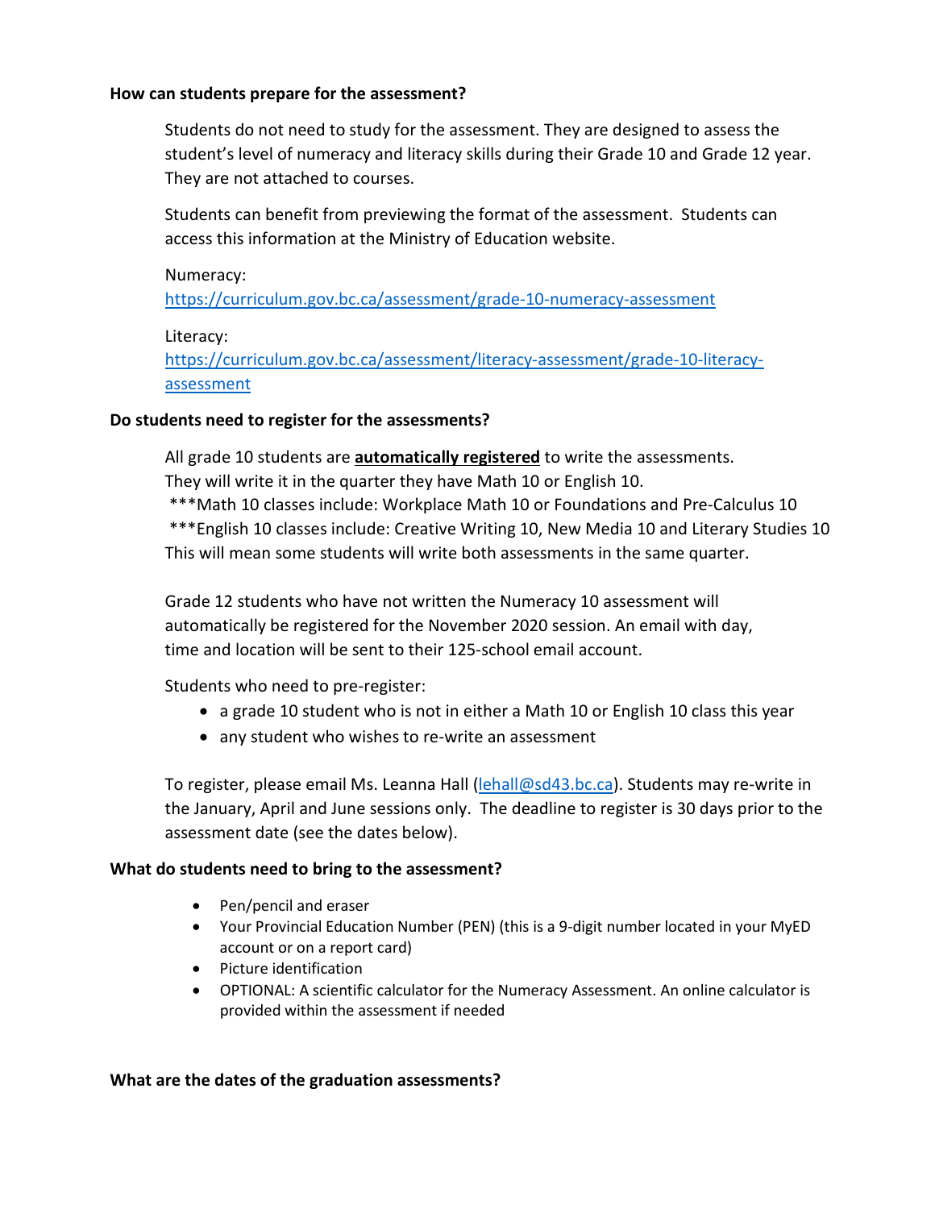**How can students prepare for the assessment?**

Students do not need to study for the assessment. They are designed to assess the student's level of numeracy and literacy skills during their Grade 10 and Grade 12 year. They are not attached to courses.

Students can benefit from previewing the format of the assessment. Students can access this information at the Ministry of Education website.

Numeracy:
[https://curriculum.gov.bc.ca/assessment/grade-10-numeracy-assessment](https://curriculum.gov.bc.ca/assessment/grade-10-numeracy-assessment)

Literacy:
[https://curriculum.gov.bc.ca/assessment/literacy-assessment/grade-10-literacy-assessment](https://curriculum.gov.bc.ca/assessment/literacy-assessment/grade-10-literacy-assessment)

**Do students need to register for the assessments?**

All grade 10 students are **automatically registered** to write the assessments.
They will write it in the quarter they have Math 10 or English 10.
***Math 10 classes include: Workplace Math 10 or Foundations and Pre-Calculus 10
***English 10 classes include: Creative Writing 10, New Media 10 and Literary Studies 10
This will mean some students will write both assessments in the same quarter.

Grade 12 students who have not written the Numeracy 10 assessment will automatically be registered for the November 2020 session. An email with day, time and location will be sent to their 125-school email account.

Students who need to pre-register:

- a grade 10 student who is not in either a Math 10 or English 10 class this year
- any student who wishes to re-write an assessment

To register, please email Ms. Leanna Hall (lehall@sd43.bc.ca). Students may re-write in the January, April and June sessions only. The deadline to register is 30 days prior to the assessment date (see the dates below).

**What do students need to bring to the assessment?**

- Pen/pencil and eraser
- Your Provincial Education Number (PEN) (this is a 9-digit number located in your MyED account or on a report card)
- Picture identification
- OPTIONAL: A scientific calculator for the Numeracy Assessment. An online calculator is provided within the assessment if needed

**What are the dates of the graduation assessments?**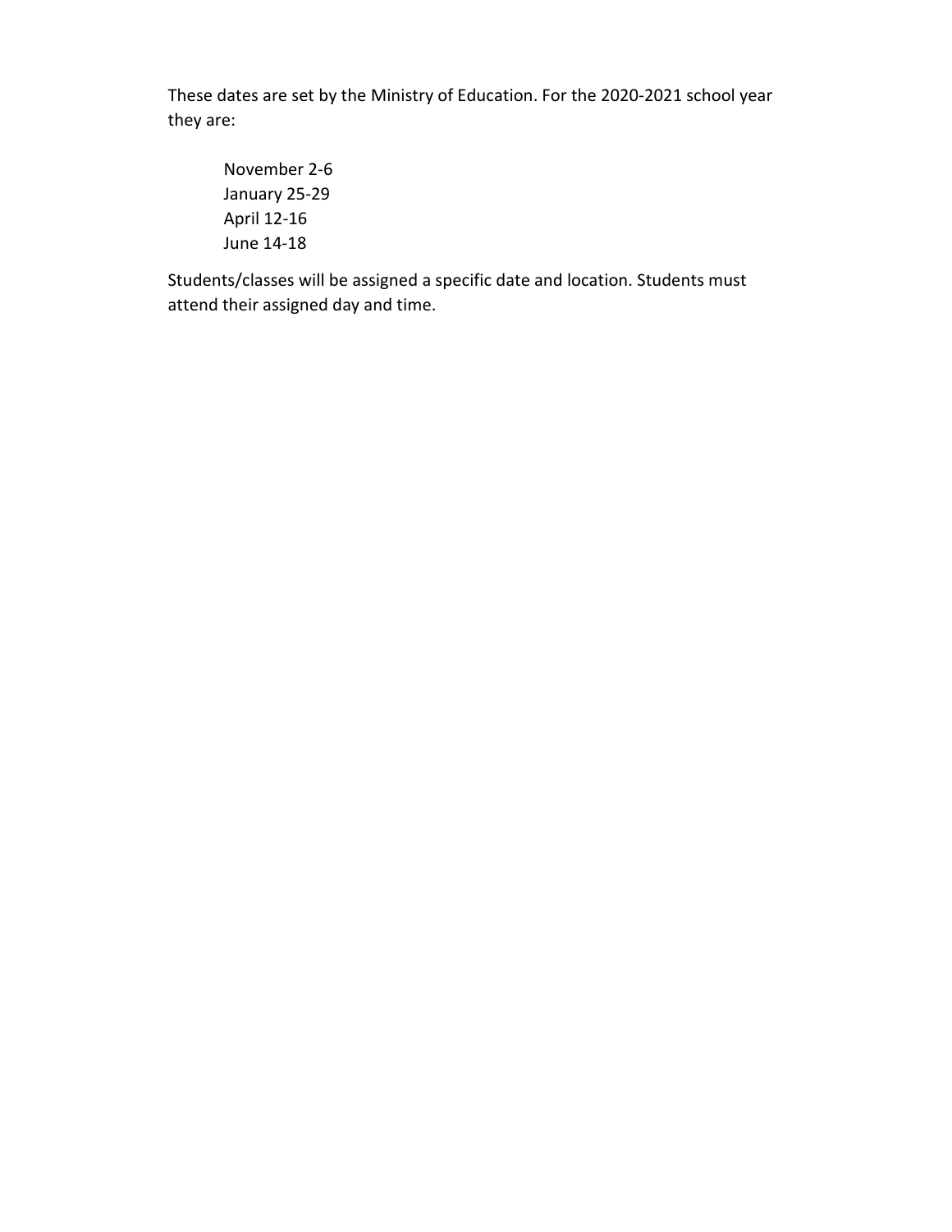These dates are set by the Ministry of Education. For the 2020-2021 school year they are:

November 2-6
January 25-29
April 12-16
June 14-18

Students/classes will be assigned a specific date and location. Students must attend their assigned day and time.